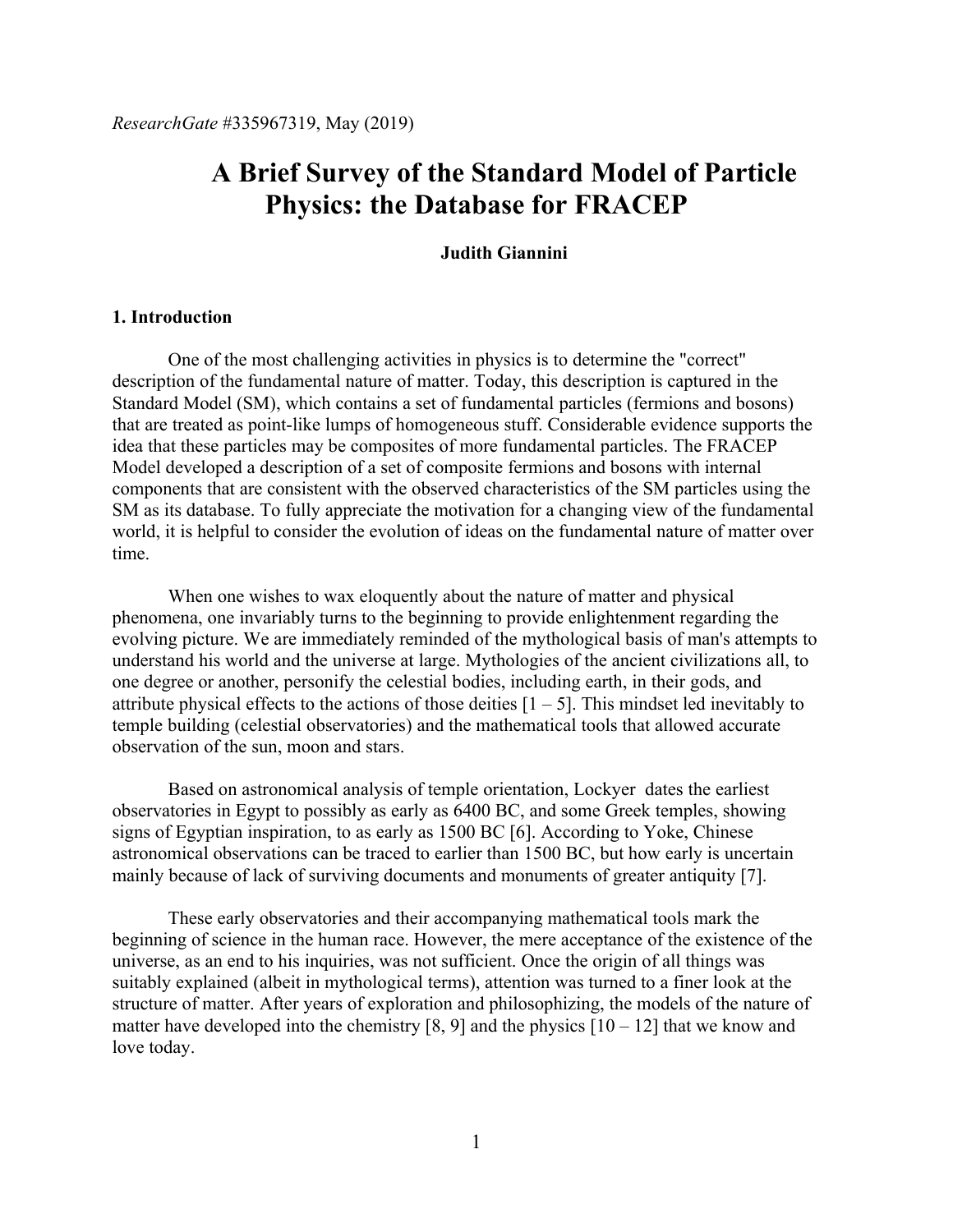*ResearchGate* #335967319, May (2019)

# A Brief Survey of the Standard Model of Particle Physics: the Database for FRACEP

**Judith Giannini**

## 1. Introduction

One of the most challenging activities in physics is to determine the "correct" description of the fundamental nature of matter. Today, this description is captured in the Standard Model (SM), which contains a set of fundamental particles (fermions and bosons) that are treated as point-like lumps of homogeneous stuff. Considerable evidence supports the idea that these particles may be composites of more fundamental particles. The FRACEP Model developed a description of a set of composite fermions and bosons with internal components that are consistent with the observed characteristics of the SM particles using the SM as its database. To fully appreciate the motivation for a changing view of the fundamental world, it is helpful to consider the evolution of ideas on the fundamental nature of matter over time.

When one wishes to wax eloquently about the nature of matter and physical phenomena, one invariably turns to the beginning to provide enlightenment regarding the evolving picture. We are immediately reminded of the mythological basis of man's attempts to understand his world and the universe at large. Mythologies of the ancient civilizations all, to one degree or another, personify the celestial bodies, including earth, in their gods, and attribute physical effects to the actions of those deities [1 – 5]. This mindset led inevitably to temple building (celestial observatories) and the mathematical tools that allowed accurate observation of the sun, moon and stars.

Based on astronomical analysis of temple orientation, Lockyer dates the earliest observatories in Egypt to possibly as early as 6400 BC, and some Greek temples, showing signs of Egyptian inspiration, to as early as 1500 BC [6]. According to Yoke, Chinese astronomical observations can be traced to earlier than 1500 BC, but how early is uncertain mainly because of lack of surviving documents and monuments of greater antiquity [7].

These early observatories and their accompanying mathematical tools mark the beginning of science in the human race. However, the mere acceptance of the existence of the universe, as an end to his inquiries, was not sufficient. Once the origin of all things was suitably explained (albeit in mythological terms), attention was turned to a finer look at the structure of matter. After years of exploration and philosophizing, the models of the nature of matter have developed into the chemistry [8, 9] and the physics [10 – 12] that we know and love today.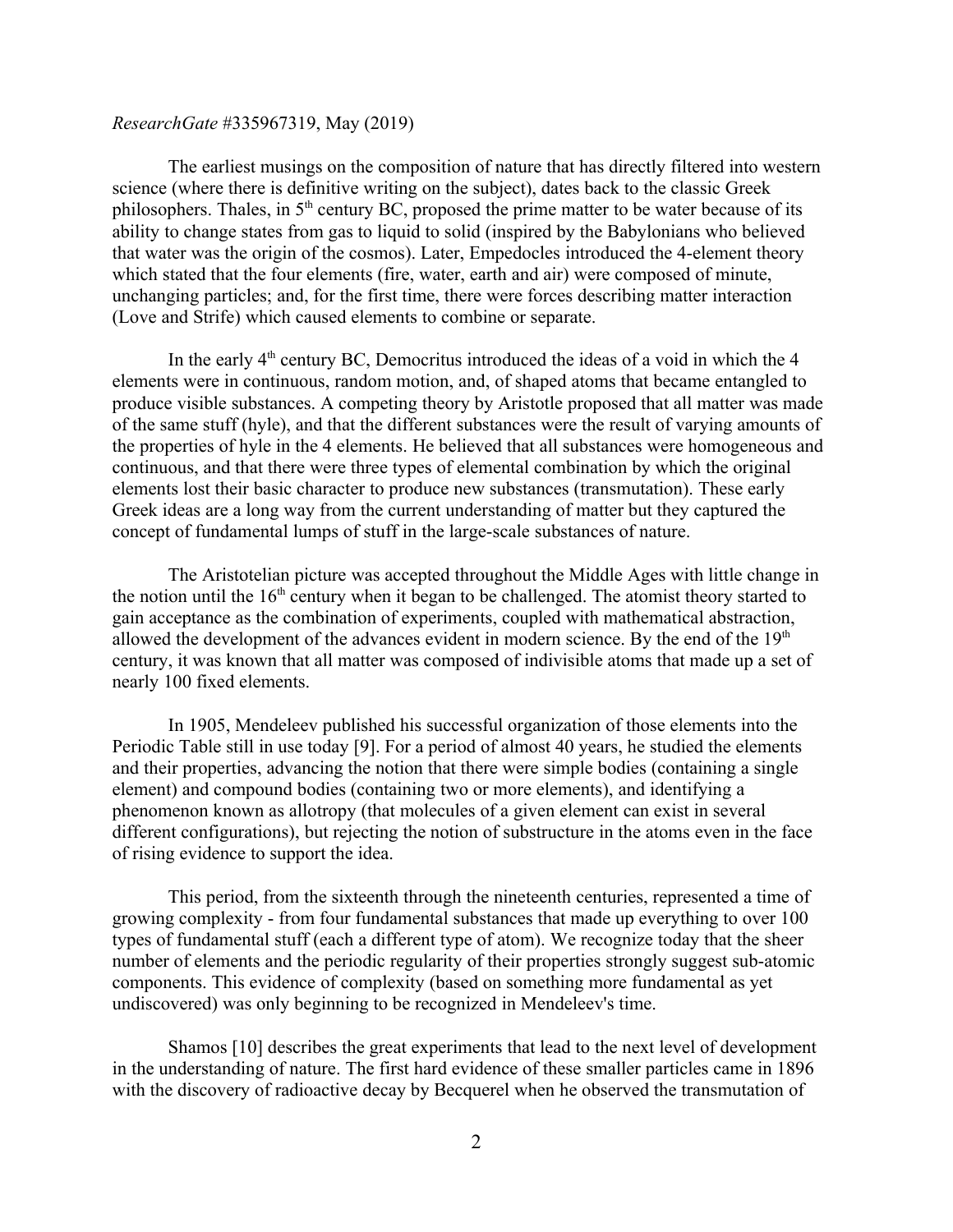*ResearchGate* #335967319, May (2019)

The earliest musings on the composition of nature that has directly filtered into western science (where there is definitive writing on the subject), dates back to the classic Greek philosophers. Thales, in 5th century BC, proposed the prime matter to be water because of its ability to change states from gas to liquid to solid (inspired by the Babylonians who believed that water was the origin of the cosmos). Later, Empedocles introduced the 4-element theory which stated that the four elements (fire, water, earth and air) were composed of minute, unchanging particles; and, for the first time, there were forces describing matter interaction (Love and Strife) which caused elements to combine or separate.

In the early 4th century BC, Democritus introduced the ideas of a void in which the 4 elements were in continuous, random motion, and, of shaped atoms that became entangled to produce visible substances. A competing theory by Aristotle proposed that all matter was made of the same stuff (hyle), and that the different substances were the result of varying amounts of the properties of hyle in the 4 elements. He believed that all substances were homogeneous and continuous, and that there were three types of elemental combination by which the original elements lost their basic character to produce new substances (transmutation). These early Greek ideas are a long way from the current understanding of matter but they captured the concept of fundamental lumps of stuff in the large-scale substances of nature.

The Aristotelian picture was accepted throughout the Middle Ages with little change in the notion until the 16th century when it began to be challenged. The atomist theory started to gain acceptance as the combination of experiments, coupled with mathematical abstraction, allowed the development of the advances evident in modern science. By the end of the 19th century, it was known that all matter was composed of indivisible atoms that made up a set of nearly 100 fixed elements.

In 1905, Mendeleev published his successful organization of those elements into the Periodic Table still in use today [9]. For a period of almost 40 years, he studied the elements and their properties, advancing the notion that there were simple bodies (containing a single element) and compound bodies (containing two or more elements), and identifying a phenomenon known as allotropy (that molecules of a given element can exist in several different configurations), but rejecting the notion of substructure in the atoms even in the face of rising evidence to support the idea.

This period, from the sixteenth through the nineteenth centuries, represented a time of growing complexity - from four fundamental substances that made up everything to over 100 types of fundamental stuff (each a different type of atom). We recognize today that the sheer number of elements and the periodic regularity of their properties strongly suggest sub-atomic components. This evidence of complexity (based on something more fundamental as yet undiscovered) was only beginning to be recognized in Mendeleev's time.

Shamos [10] describes the great experiments that lead to the next level of development in the understanding of nature. The first hard evidence of these smaller particles came in 1896 with the discovery of radioactive decay by Becquerel when he observed the transmutation of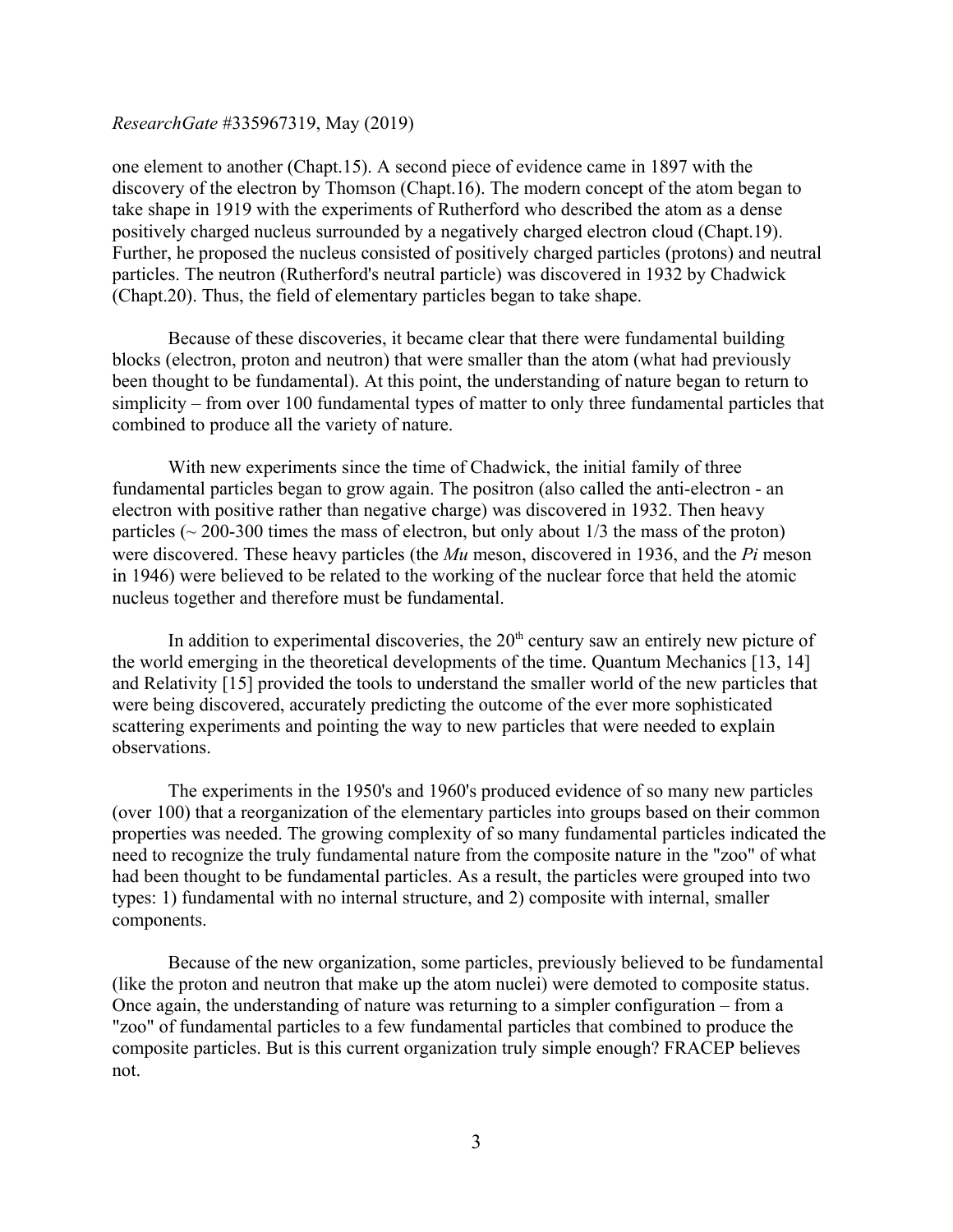one element to another (Chapt.15). A second piece of evidence came in 1897 with the discovery of the electron by Thomson (Chapt.16). The modern concept of the atom began to take shape in 1919 with the experiments of Rutherford who described the atom as a dense positively charged nucleus surrounded by a negatively charged electron cloud (Chapt.19). Further, he proposed the nucleus consisted of positively charged particles (protons) and neutral particles. The neutron (Rutherford's neutral particle) was discovered in 1932 by Chadwick (Chapt.20). Thus, the field of elementary particles began to take shape.

Because of these discoveries, it became clear that there were fundamental building blocks (electron, proton and neutron) that were smaller than the atom (what had previously been thought to be fundamental). At this point, the understanding of nature began to return to simplicity – from over 100 fundamental types of matter to only three fundamental particles that combined to produce all the variety of nature.

With new experiments since the time of Chadwick, the initial family of three fundamental particles began to grow again. The positron (also called the anti-electron - an electron with positive rather than negative charge) was discovered in 1932. Then heavy particles (~ 200-300 times the mass of electron, but only about 1/3 the mass of the proton) were discovered. These heavy particles (the *Mu* meson, discovered in 1936, and the *Pi* meson in 1946) were believed to be related to the working of the nuclear force that held the atomic nucleus together and therefore must be fundamental.

In addition to experimental discoveries, the 20$^{th}$ century saw an entirely new picture of the world emerging in the theoretical developments of the time. Quantum Mechanics [13, 14] and Relativity [15] provided the tools to understand the smaller world of the new particles that were being discovered, accurately predicting the outcome of the ever more sophisticated scattering experiments and pointing the way to new particles that were needed to explain observations.

The experiments in the 1950's and 1960's produced evidence of so many new particles (over 100) that a reorganization of the elementary particles into groups based on their common properties was needed. The growing complexity of so many fundamental particles indicated the need to recognize the truly fundamental nature from the composite nature in the "zoo" of what had been thought to be fundamental particles. As a result, the particles were grouped into two types: 1) fundamental with no internal structure, and 2) composite with internal, smaller components.

Because of the new organization, some particles, previously believed to be fundamental (like the proton and neutron that make up the atom nuclei) were demoted to composite status. Once again, the understanding of nature was returning to a simpler configuration – from a "zoo" of fundamental particles to a few fundamental particles that combined to produce the composite particles. But is this current organization truly simple enough? FRACEP believes not.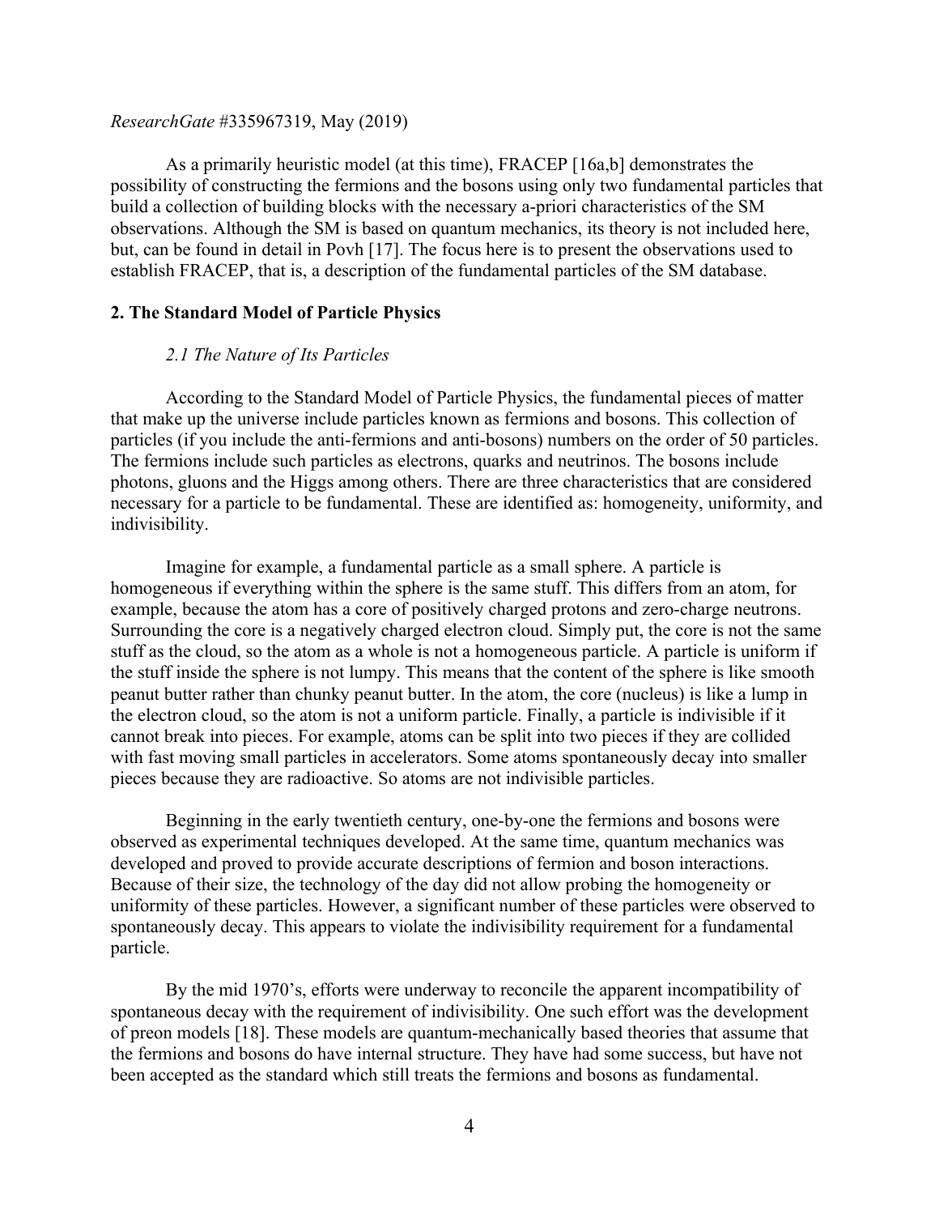*ResearchGate* #335967319, May (2019)

As a primarily heuristic model (at this time), FRACEP [16a,b] demonstrates the possibility of constructing the fermions and the bosons using only two fundamental particles that build a collection of building blocks with the necessary a-priori characteristics of the SM observations. Although the SM is based on quantum mechanics, its theory is not included here, but, can be found in detail in Povh [17]. The focus here is to present the observations used to establish FRACEP, that is, a description of the fundamental particles of the SM database.

## 2. The Standard Model of Particle Physics

### *2.1 The Nature of Its Particles*

According to the Standard Model of Particle Physics, the fundamental pieces of matter that make up the universe include particles known as fermions and bosons. This collection of particles (if you include the anti-fermions and anti-bosons) numbers on the order of 50 particles. The fermions include such particles as electrons, quarks and neutrinos. The bosons include photons, gluons and the Higgs among others. There are three characteristics that are considered necessary for a particle to be fundamental. These are identified as: homogeneity, uniformity, and indivisibility.

Imagine for example, a fundamental particle as a small sphere. A particle is homogeneous if everything within the sphere is the same stuff. This differs from an atom, for example, because the atom has a core of positively charged protons and zero-charge neutrons. Surrounding the core is a negatively charged electron cloud. Simply put, the core is not the same stuff as the cloud, so the atom as a whole is not a homogeneous particle. A particle is uniform if the stuff inside the sphere is not lumpy. This means that the content of the sphere is like smooth peanut butter rather than chunky peanut butter. In the atom, the core (nucleus) is like a lump in the electron cloud, so the atom is not a uniform particle. Finally, a particle is indivisible if it cannot break into pieces. For example, atoms can be split into two pieces if they are collided with fast moving small particles in accelerators. Some atoms spontaneously decay into smaller pieces because they are radioactive. So atoms are not indivisible particles.

Beginning in the early twentieth century, one-by-one the fermions and bosons were observed as experimental techniques developed. At the same time, quantum mechanics was developed and proved to provide accurate descriptions of fermion and boson interactions. Because of their size, the technology of the day did not allow probing the homogeneity or uniformity of these particles. However, a significant number of these particles were observed to spontaneously decay. This appears to violate the indivisibility requirement for a fundamental particle.

By the mid 1970's, efforts were underway to reconcile the apparent incompatibility of spontaneous decay with the requirement of indivisibility. One such effort was the development of preon models [18]. These models are quantum-mechanically based theories that assume that the fermions and bosons do have internal structure. They have had some success, but have not been accepted as the standard which still treats the fermions and bosons as fundamental.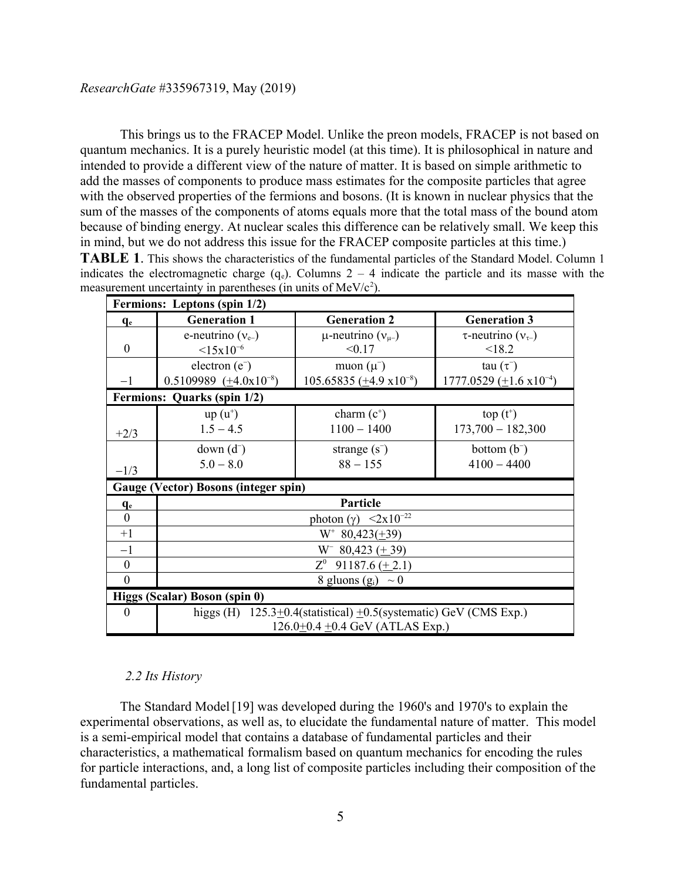This brings us to the FRACEP Model. Unlike the preon models, FRACEP is not based on quantum mechanics. It is a purely heuristic model (at this time). It is philosophical in nature and intended to provide a different view of the nature of matter. It is based on simple arithmetic to add the masses of components to produce mass estimates for the composite particles that agree with the observed properties of the fermions and bosons. (It is known in nuclear physics that the sum of the masses of the components of atoms equals more that the total mass of the bound atom because of binding energy. At nuclear scales this difference can be relatively small. We keep this in mind, but we do not address this issue for the FRACEP composite particles at this time.)

**TABLE 1**. This shows the characteristics of the fundamental particles of the Standard Model. Column 1 indicates the electromagnetic charge ($q_e$). Columns 2 – 4 indicate the particle and its masse with the measurement uncertainty in parentheses (in units of MeV/$c^2$).

| **Fermions: Leptons (spin 1/2)** | | | |
|---|---|---|---|
| $\mathbf{q_e}$ | **Generation 1** | **Generation 2** | **Generation 3** |
| 0 | e-neutrino ($\nu_{e-}$) $<15\text{x}10^{-6}$ | μ-neutrino ($\nu_{\mu-}$) <0.17 | τ-neutrino ($\nu_{\tau-}$) <18.2 |
| −1 | electron ($e^-$) 0.5109989 ($\pm 4.0\text{x}10^{-8}$) | muon ($\mu^-$) 105.65835 ($\pm 4.9\ \text{x}10^{-8}$) | tau ($\tau^-$) 1777.0529 ($\pm 1.6\ \text{x}10^{-4}$) |
| **Fermions: Quarks (spin 1/2)** | | | |
| +2/3 | up ($u^+$) 1.5 – 4.5 | charm ($c^+$) 1100 – 1400 | top ($t^+$) 173,700 – 182,300 |
| −1/3 | down ($d^-$) 5.0 – 8.0 | strange ($s^-$) 88 – 155 | bottom ($b^-$) 4100 – 4400 |
| **Gauge (Vector) Bosons (integer spin)** | | | |
| $\mathbf{q_e}$ | **Particle** | | |
| 0 | photon (γ) $<2\text{x}10^{-22}$ | | |
| +1 | $W^+$ 80,423($\pm$39) | | |
| −1 | $W^-$ 80,423 ($\pm$ 39) | | |
| 0 | $Z^0$ 91187.6 ($\pm$ 2.1) | | |
| 0 | 8 gluons ($g_i$) ~ 0 | | |
| **Higgs (Scalar) Boson (spin 0)** | | | |
| 0 | higgs (H) 125.3$\pm$0.4(statistical) $\pm$0.5(systematic) GeV (CMS Exp.) 126.0$\pm$0.4 $\pm$0.4 GeV (ATLAS Exp.) | | |

### *2.2 Its History*

The Standard Model [19] was developed during the 1960's and 1970's to explain the experimental observations, as well as, to elucidate the fundamental nature of matter. This model is a semi-empirical model that contains a database of fundamental particles and their characteristics, a mathematical formalism based on quantum mechanics for encoding the rules for particle interactions, and, a long list of composite particles including their composition of the fundamental particles.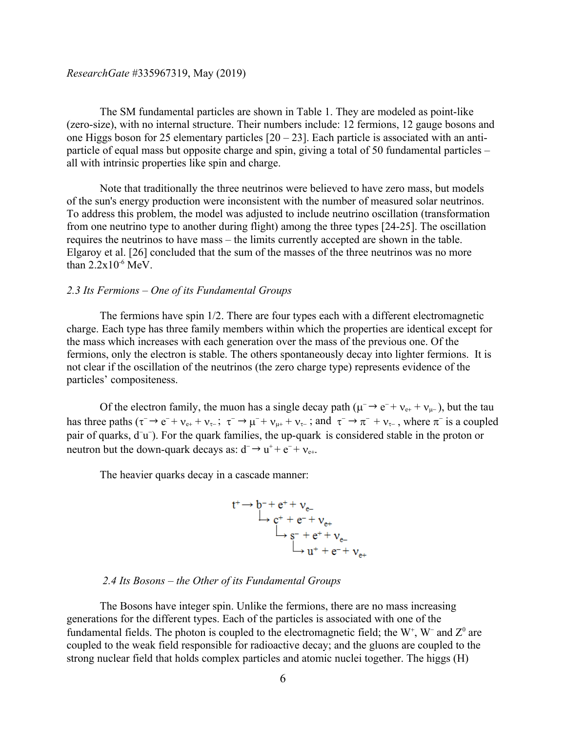The SM fundamental particles are shown in Table 1. They are modeled as point-like (zero-size), with no internal structure. Their numbers include: 12 fermions, 12 gauge bosons and one Higgs boson for 25 elementary particles [20 – 23]. Each particle is associated with an anti-particle of equal mass but opposite charge and spin, giving a total of 50 fundamental particles – all with intrinsic properties like spin and charge.

Note that traditionally the three neutrinos were believed to have zero mass, but models of the sun's energy production were inconsistent with the number of measured solar neutrinos. To address this problem, the model was adjusted to include neutrino oscillation (transformation from one neutrino type to another during flight) among the three types [24-25]. The oscillation requires the neutrinos to have mass – the limits currently accepted are shown in the table. Elgaroy et al. [26] concluded that the sum of the masses of the three neutrinos was no more than $2.2\text{x}10^{-6}$ MeV.

### *2.3 Its Fermions – One of its Fundamental Groups*

The fermions have spin 1/2. There are four types each with a different electromagnetic charge. Each type has three family members within which the properties are identical except for the mass which increases with each generation over the mass of the previous one. Of the fermions, only the electron is stable. The others spontaneously decay into lighter fermions. It is not clear if the oscillation of the neutrinos (the zero charge type) represents evidence of the particles' compositeness.

Of the electron family, the muon has a single decay path ($\mu^- \rightarrow e^- + \nu_{e+} + \nu_{\mu-}$), but the tau has three paths ($\tau^- \rightarrow e^- + \nu_{e+} + \nu_{\tau-}$; $\tau^- \rightarrow \mu^- + \nu_{\mu+} + \nu_{\tau-}$; and $\tau^- \rightarrow \pi^- + \nu_{\tau-}$, where $\pi^-$ is a coupled pair of quarks, $d^-u^-$). For the quark families, the up-quark is considered stable in the proton or neutron but the down-quark decays as: $d^- \rightarrow u^+ + e^- + \nu_{e+}$.

The heavier quarks decay in a cascade manner:

$$
\begin{aligned}
t^+ &\rightarrow b^- + e^+ + \nu_{e-} \\
&\qquad \hookrightarrow c^+ + e^- + \nu_{e+} \\
&\qquad\qquad \hookrightarrow s^- + e^+ + \nu_{e-} \\
&\qquad\qquad\qquad \hookrightarrow u^+ + e^- + \nu_{e+}
\end{aligned}
$$

### *2.4 Its Bosons – the Other of its Fundamental Groups*

The Bosons have integer spin. Unlike the fermions, there are no mass increasing generations for the different types. Each of the particles is associated with one of the fundamental fields. The photon is coupled to the electromagnetic field; the $W^+$, $W^-$ and $Z^0$ are coupled to the weak field responsible for radioactive decay; and the gluons are coupled to the strong nuclear field that holds complex particles and atomic nuclei together. The higgs (H)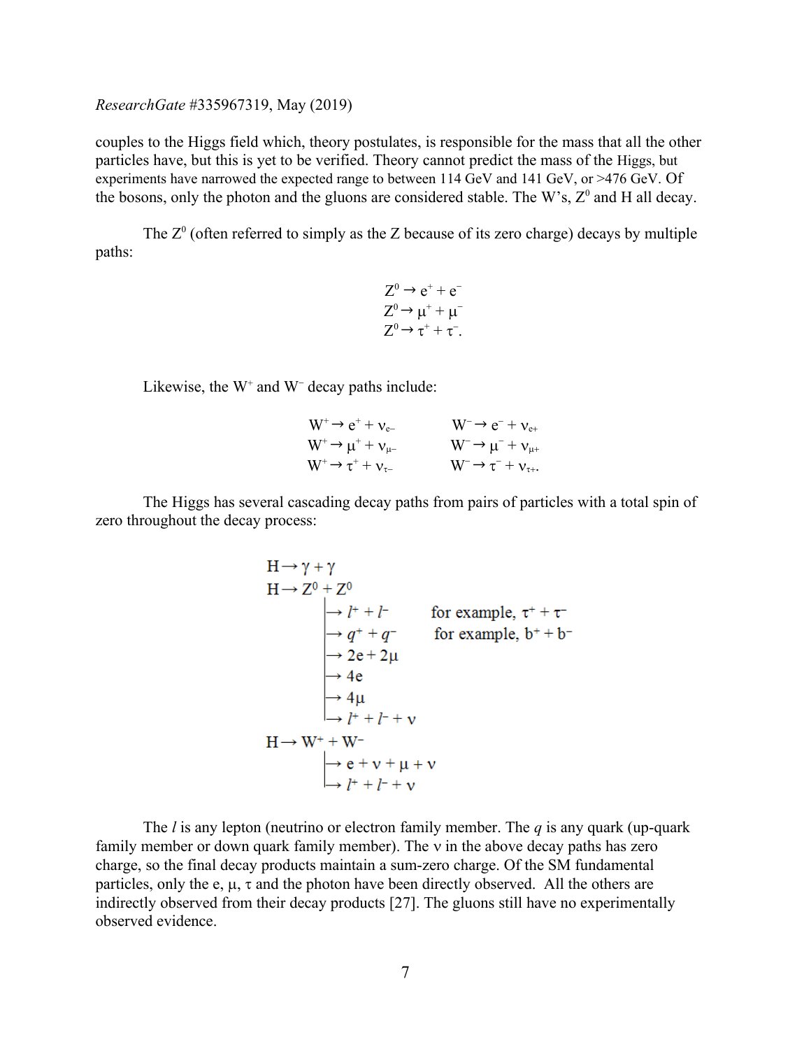couples to the Higgs field which, theory postulates, is responsible for the mass that all the other particles have, but this is yet to be verified. Theory cannot predict the mass of the Higgs, but experiments have narrowed the expected range to between 114 GeV and 141 GeV, or >476 GeV. Of the bosons, only the photon and the gluons are considered stable. The W's, $Z^0$ and H all decay.

The $Z^0$ (often referred to simply as the Z because of its zero charge) decays by multiple paths:

$$Z^0 \rightarrow e^+ + e^-$$
$$Z^0 \rightarrow \mu^+ + \mu^-$$
$$Z^0 \rightarrow \tau^+ + \tau^-.$$

Likewise, the $W^+$ and $W^-$ decay paths include:

$$W^+ \rightarrow e^+ + \nu_{e-} \qquad W^- \rightarrow e^- + \nu_{e+}$$
$$W^+ \rightarrow \mu^+ + \nu_{\mu-} \qquad W^- \rightarrow \mu^- + \nu_{\mu+}$$
$$W^+ \rightarrow \tau^+ + \nu_{\tau-} \qquad W^- \rightarrow \tau^- + \nu_{\tau+}.$$

The Higgs has several cascading decay paths from pairs of particles with a total spin of zero throughout the decay process:

$$H \rightarrow \gamma + \gamma$$
$$H \rightarrow Z^0 + Z^0$$
$$\rightarrow l^+ + l^- \qquad \text{for example, } \tau^+ + \tau^-$$
$$\rightarrow q^+ + q^- \qquad \text{for example, } b^+ + b^-$$
$$\rightarrow 2e + 2\mu$$
$$\rightarrow 4e$$
$$\rightarrow 4\mu$$
$$\rightarrow l^+ + l^- + \nu$$
$$H \rightarrow W^+ + W^-$$
$$\rightarrow e + \nu + \mu + \nu$$
$$\rightarrow l^+ + l^- + \nu$$

The $l$ is any lepton (neutrino or electron family member. The $q$ is any quark (up-quark family member or down quark family member). The ν in the above decay paths has zero charge, so the final decay products maintain a sum-zero charge. Of the SM fundamental particles, only the e, μ, τ and the photon have been directly observed. All the others are indirectly observed from their decay products [27]. The gluons still have no experimentally observed evidence.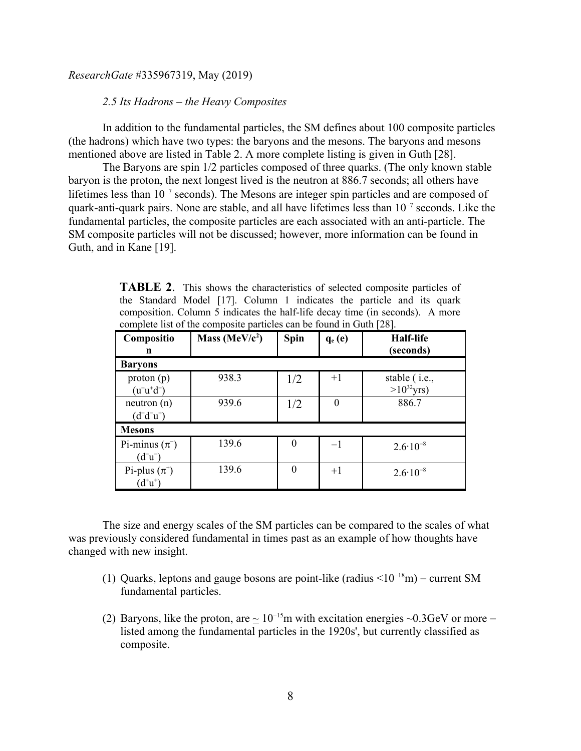*ResearchGate* #335967319, May (2019)

*2.5 Its Hadrons – the Heavy Composites*

In addition to the fundamental particles, the SM defines about 100 composite particles (the hadrons) which have two types: the baryons and the mesons. The baryons and mesons mentioned above are listed in Table 2. A more complete listing is given in Guth [28].

The Baryons are spin 1/2 particles composed of three quarks. (The only known stable baryon is the proton, the next longest lived is the neutron at 886.7 seconds; all others have lifetimes less than $10^{-7}$ seconds). The Mesons are integer spin particles and are composed of quark-anti-quark pairs. None are stable, and all have lifetimes less than $10^{-7}$ seconds. Like the fundamental particles, the composite particles are each associated with an anti-particle. The SM composite particles will not be discussed; however, more information can be found in Guth, and in Kane [19].

**TABLE 2**. This shows the characteristics of selected composite particles of the Standard Model [17]. Column 1 indicates the particle and its quark composition. Column 5 indicates the half-life decay time (in seconds). A more complete list of the composite particles can be found in Guth [28].

| Composition | Mass (MeV/$c^2$) | Spin | $q_e$ (e) | Half-life (seconds) |
|---|---|---|---|---|
| **Baryons** | | | | |
| proton (p) ($u^+u^+d^-$) | 938.3 | 1/2 | +1 | stable ( i.e., $>10^{32}$yrs) |
| neutron (n) ($d^-d^-u^+$) | 939.6 | 1/2 | 0 | 886.7 |
| **Mesons** | | | | |
| Pi-minus ($\pi^-$) ($d^-u^-$) | 139.6 | 0 | −1 | $2.6\cdot10^{-8}$ |
| Pi-plus ($\pi^+$) ($d^+u^+$) | 139.6 | 0 | +1 | $2.6\cdot10^{-8}$ |

The size and energy scales of the SM particles can be compared to the scales of what was previously considered fundamental in times past as an example of how thoughts have changed with new insight.

(1) Quarks, leptons and gauge bosons are point-like (radius $<10^{-18}$m) – current SM fundamental particles.

(2) Baryons, like the proton, are $\simeq 10^{-15}$m with excitation energies ~0.3GeV or more – listed among the fundamental particles in the 1920s', but currently classified as composite.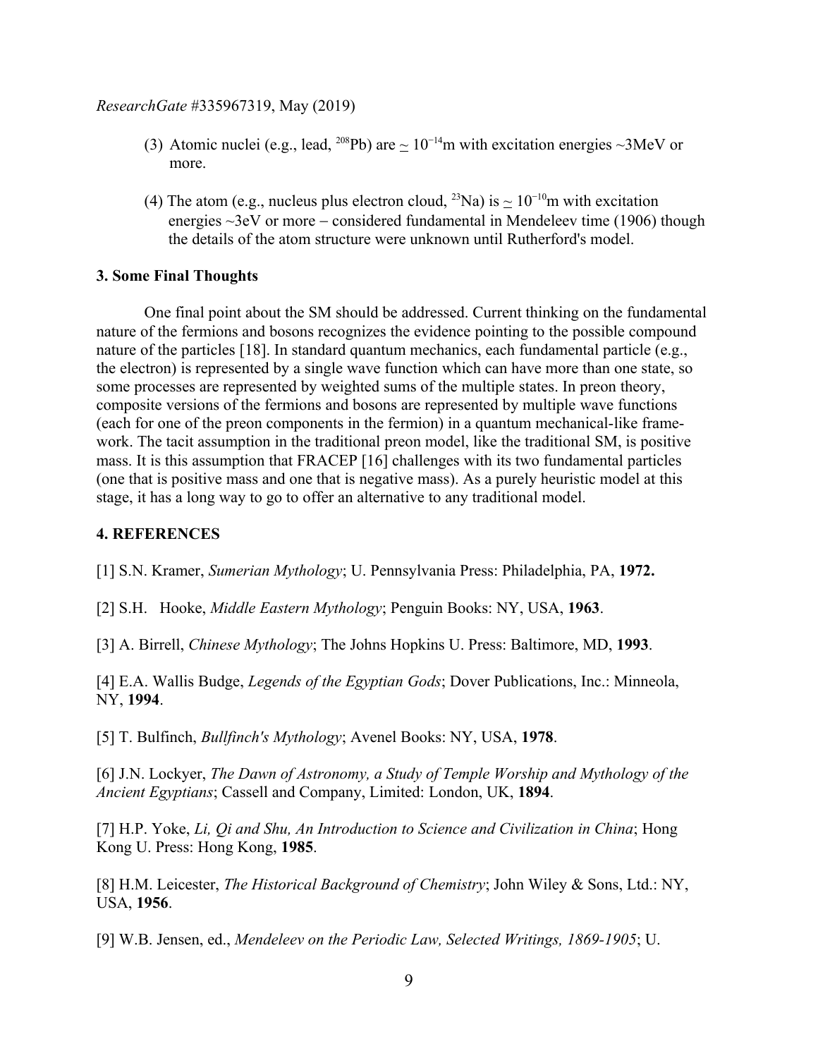(3) Atomic nuclei (e.g., lead, $^{208}$Pb) are $\simeq 10^{-14}$m with excitation energies ~3MeV or more.

(4) The atom (e.g., nucleus plus electron cloud, $^{23}$Na) is $\simeq 10^{-10}$m with excitation energies ~3eV or more – considered fundamental in Mendeleev time (1906) though the details of the atom structure were unknown until Rutherford's model.

### 3. Some Final Thoughts

One final point about the SM should be addressed. Current thinking on the fundamental nature of the fermions and bosons recognizes the evidence pointing to the possible compound nature of the particles [18]. In standard quantum mechanics, each fundamental particle (e.g., the electron) is represented by a single wave function which can have more than one state, so some processes are represented by weighted sums of the multiple states. In preon theory, composite versions of the fermions and bosons are represented by multiple wave functions (each for one of the preon components in the fermion) in a quantum mechanical-like framework. The tacit assumption in the traditional preon model, like the traditional SM, is positive mass. It is this assumption that FRACEP [16] challenges with its two fundamental particles (one that is positive mass and one that is negative mass). As a purely heuristic model at this stage, it has a long way to go to offer an alternative to any traditional model.

### 4. REFERENCES

[1] S.N. Kramer, *Sumerian Mythology*; U. Pennsylvania Press: Philadelphia, PA, **1972.**

[2] S.H. Hooke, *Middle Eastern Mythology*; Penguin Books: NY, USA, **1963**.

[3] A. Birrell, *Chinese Mythology*; The Johns Hopkins U. Press: Baltimore, MD, **1993**.

[4] E.A. Wallis Budge, *Legends of the Egyptian Gods*; Dover Publications, Inc.: Minneola, NY, **1994**.

[5] T. Bulfinch, *Bullfinch's Mythology*; Avenel Books: NY, USA, **1978**.

[6] J.N. Lockyer, *The Dawn of Astronomy, a Study of Temple Worship and Mythology of the Ancient Egyptians*; Cassell and Company, Limited: London, UK, **1894**.

[7] H.P. Yoke, *Li, Qi and Shu, An Introduction to Science and Civilization in China*; Hong Kong U. Press: Hong Kong, **1985**.

[8] H.M. Leicester, *The Historical Background of Chemistry*; John Wiley & Sons, Ltd.: NY, USA, **1956**.

[9] W.B. Jensen, ed., *Mendeleev on the Periodic Law, Selected Writings, 1869-1905*; U.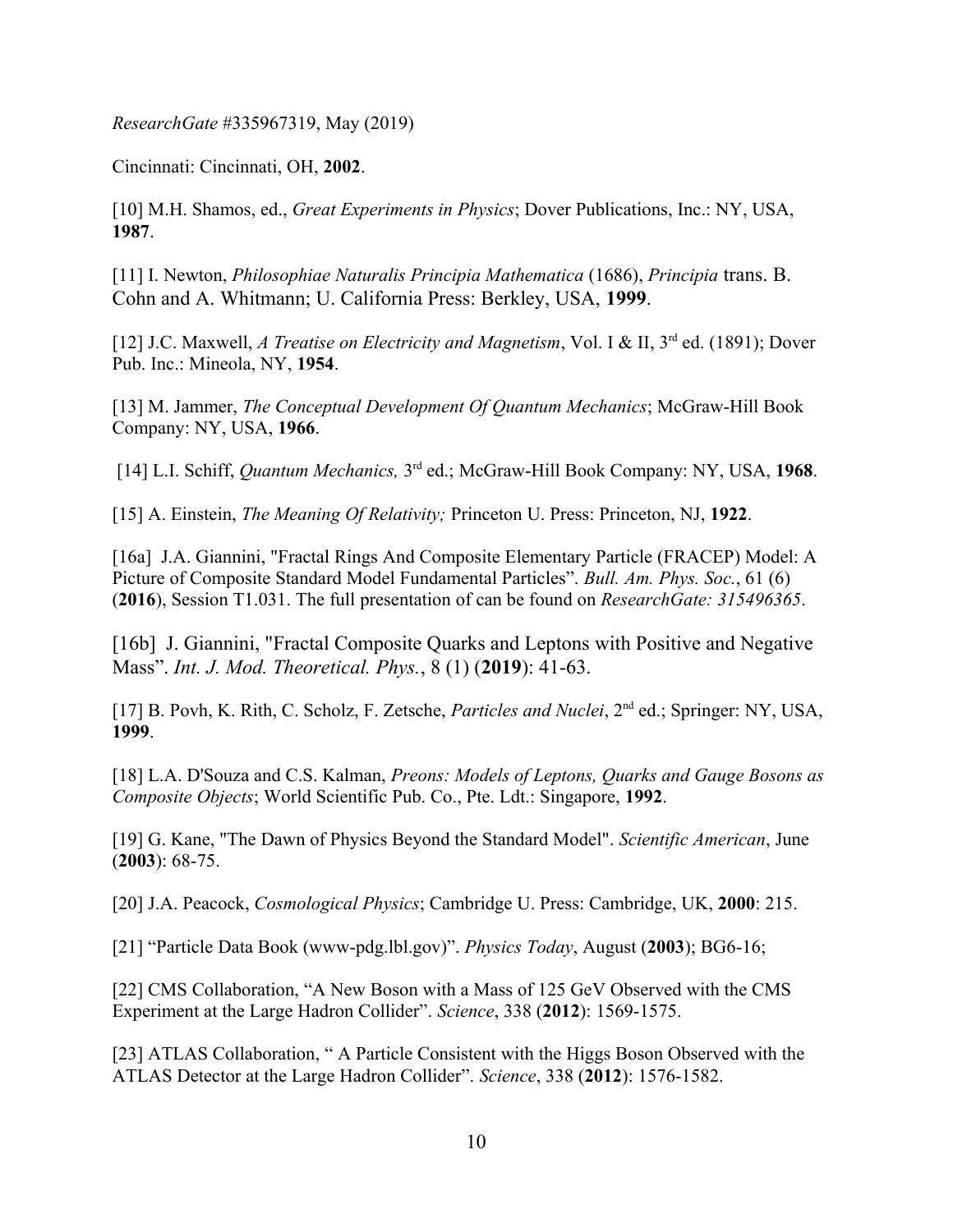*ResearchGate* #335967319, May (2019)

Cincinnati: Cincinnati, OH, **2002**.

[10] M.H. Shamos, ed., *Great Experiments in Physics*; Dover Publications, Inc.: NY, USA, **1987**.

[11] I. Newton, *Philosophiae Naturalis Principia Mathematica* (1686), *Principia* trans. B. Cohn and A. Whitmann; U. California Press: Berkley, USA, **1999**.

[12] J.C. Maxwell, *A Treatise on Electricity and Magnetism*, Vol. I & II, 3rd ed. (1891); Dover Pub. Inc.: Mineola, NY, **1954**.

[13] M. Jammer, *The Conceptual Development Of Quantum Mechanics*; McGraw-Hill Book Company: NY, USA, **1966**.

[14] L.I. Schiff, *Quantum Mechanics,* 3rd ed.; McGraw-Hill Book Company: NY, USA, **1968**.

[15] A. Einstein, *The Meaning Of Relativity;* Princeton U. Press: Princeton, NJ, **1922**.

[16a] J.A. Giannini, "Fractal Rings And Composite Elementary Particle (FRACEP) Model: A Picture of Composite Standard Model Fundamental Particles". *Bull. Am. Phys. Soc.*, 61 (6) (**2016**), Session T1.031. The full presentation of can be found on *ResearchGate: 315496365*.

[16b] J. Giannini, "Fractal Composite Quarks and Leptons with Positive and Negative Mass". *Int. J. Mod. Theoretical. Phys.*, 8 (1) (**2019**): 41-63.

[17] B. Povh, K. Rith, C. Scholz, F. Zetsche, *Particles and Nuclei*, 2nd ed.; Springer: NY, USA, **1999**.

[18] L.A. D'Souza and C.S. Kalman, *Preons: Models of Leptons, Quarks and Gauge Bosons as Composite Objects*; World Scientific Pub. Co., Pte. Ldt.: Singapore, **1992**.

[19] G. Kane, "The Dawn of Physics Beyond the Standard Model". *Scientific American*, June (**2003**): 68-75.

[20] J.A. Peacock, *Cosmological Physics*; Cambridge U. Press: Cambridge, UK, **2000**: 215.

[21] "Particle Data Book (www-pdg.lbl.gov)". *Physics Today*, August (**2003**); BG6-16;

[22] CMS Collaboration, "A New Boson with a Mass of 125 GeV Observed with the CMS Experiment at the Large Hadron Collider". *Science*, 338 (**2012**): 1569-1575.

[23] ATLAS Collaboration, " A Particle Consistent with the Higgs Boson Observed with the ATLAS Detector at the Large Hadron Collider". *Science*, 338 (**2012**): 1576-1582.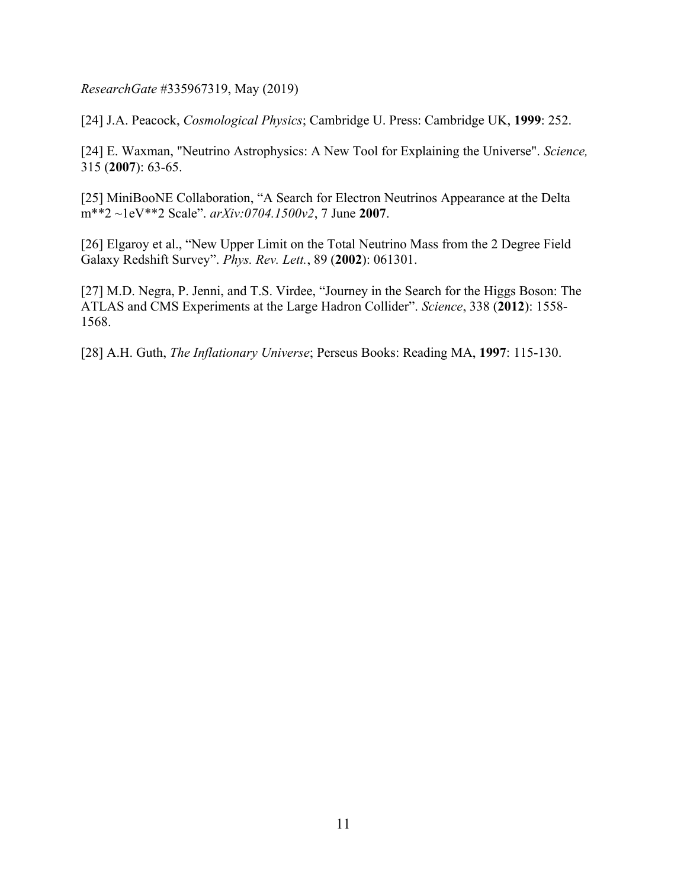*ResearchGate* #335967319, May (2019)

[24] J.A. Peacock, *Cosmological Physics*; Cambridge U. Press: Cambridge UK, **1999**: 252.

[24] E. Waxman, "Neutrino Astrophysics: A New Tool for Explaining the Universe". *Science,* 315 (**2007**): 63-65.

[25] MiniBooNE Collaboration, "A Search for Electron Neutrinos Appearance at the Delta m**2 ~1eV**2 Scale". *arXiv:0704.1500v2*, 7 June **2007**.

[26] Elgaroy et al., "New Upper Limit on the Total Neutrino Mass from the 2 Degree Field Galaxy Redshift Survey". *Phys. Rev. Lett.*, 89 (**2002**): 061301.

[27] M.D. Negra, P. Jenni, and T.S. Virdee, "Journey in the Search for the Higgs Boson: The ATLAS and CMS Experiments at the Large Hadron Collider". *Science*, 338 (**2012**): 1558-1568.

[28] A.H. Guth, *The Inflationary Universe*; Perseus Books: Reading MA, **1997**: 115-130.